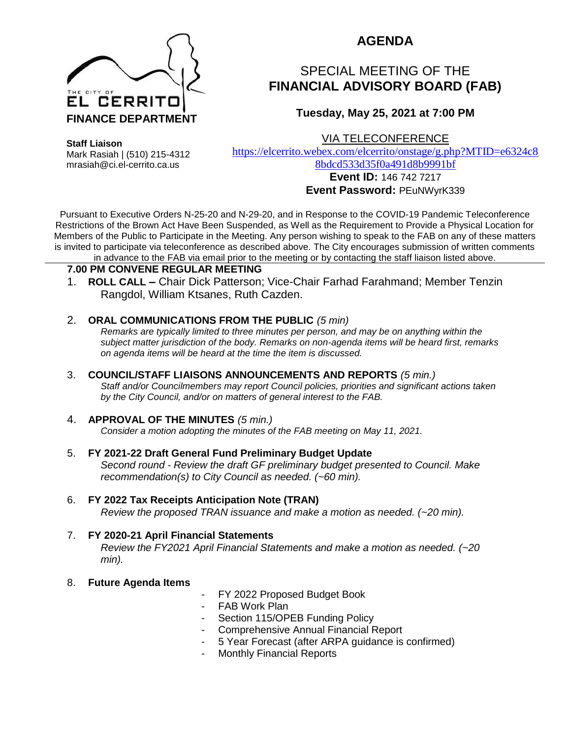THE CITY OF
EL CERRITO
**FINANCE DEPARTMENT**

**Staff Liaison**
Mark Rasiah | (510) 215-4312
mrasiah@ci.el-cerrito.ca.us

# AGENDA

## SPECIAL MEETING OF THE **FINANCIAL ADVISORY BOARD (FAB)**

### Tuesday, May 25, 2021 at 7:00 PM

VIA TELECONFERENCE
https://elcerrito.webex.com/elcerrito/onstage/g.php?MTID=e6324c88bdcd533d35f0a491d8b9991bf
**Event ID:** 146 742 7217
**Event Password:** PEuNWyrK339

Pursuant to Executive Orders N-25-20 and N-29-20, and in Response to the COVID-19 Pandemic Teleconference Restrictions of the Brown Act Have Been Suspended, as Well as the Requirement to Provide a Physical Location for Members of the Public to Participate in the Meeting. Any person wishing to speak to the FAB on any of these matters is invited to participate via teleconference as described above. The City encourages submission of written comments in advance to the FAB via email prior to the meeting or by contacting the staff liaison listed above.

**7.00 PM CONVENE REGULAR MEETING**

1. **ROLL CALL –** Chair Dick Patterson; Vice-Chair Farhad Farahmand; Member Tenzin Rangdol, William Ktsanes, Ruth Cazden.

2. **ORAL COMMUNICATIONS FROM THE PUBLIC** *(5 min)*
   *Remarks are typically limited to three minutes per person, and may be on anything within the subject matter jurisdiction of the body. Remarks on non-agenda items will be heard first, remarks on agenda items will be heard at the time the item is discussed.*

3. **COUNCIL/STAFF LIAISONS ANNOUNCEMENTS AND REPORTS** *(5 min.)*
   *Staff and/or Councilmembers may report Council policies, priorities and significant actions taken by the City Council, and/or on matters of general interest to the FAB.*

4. **APPROVAL OF THE MINUTES** *(5 min.)*
   *Consider a motion adopting the minutes of the FAB meeting on May 11, 2021.*

5. **FY 2021-22 Draft General Fund Preliminary Budget Update**
   *Second round - Review the draft GF preliminary budget presented to Council. Make recommendation(s) to City Council as needed. (~60 min).*

6. **FY 2022 Tax Receipts Anticipation Note (TRAN)**
   *Review the proposed TRAN issuance and make a motion as needed. (~20 min).*

7. **FY 2020-21 April Financial Statements**
   *Review the FY2021 April Financial Statements and make a motion as needed. (~20 min).*

8. **Future Agenda Items**
   - FY 2022 Proposed Budget Book
   - FAB Work Plan
   - Section 115/OPEB Funding Policy
   - Comprehensive Annual Financial Report
   - 5 Year Forecast (after ARPA guidance is confirmed)
   - Monthly Financial Reports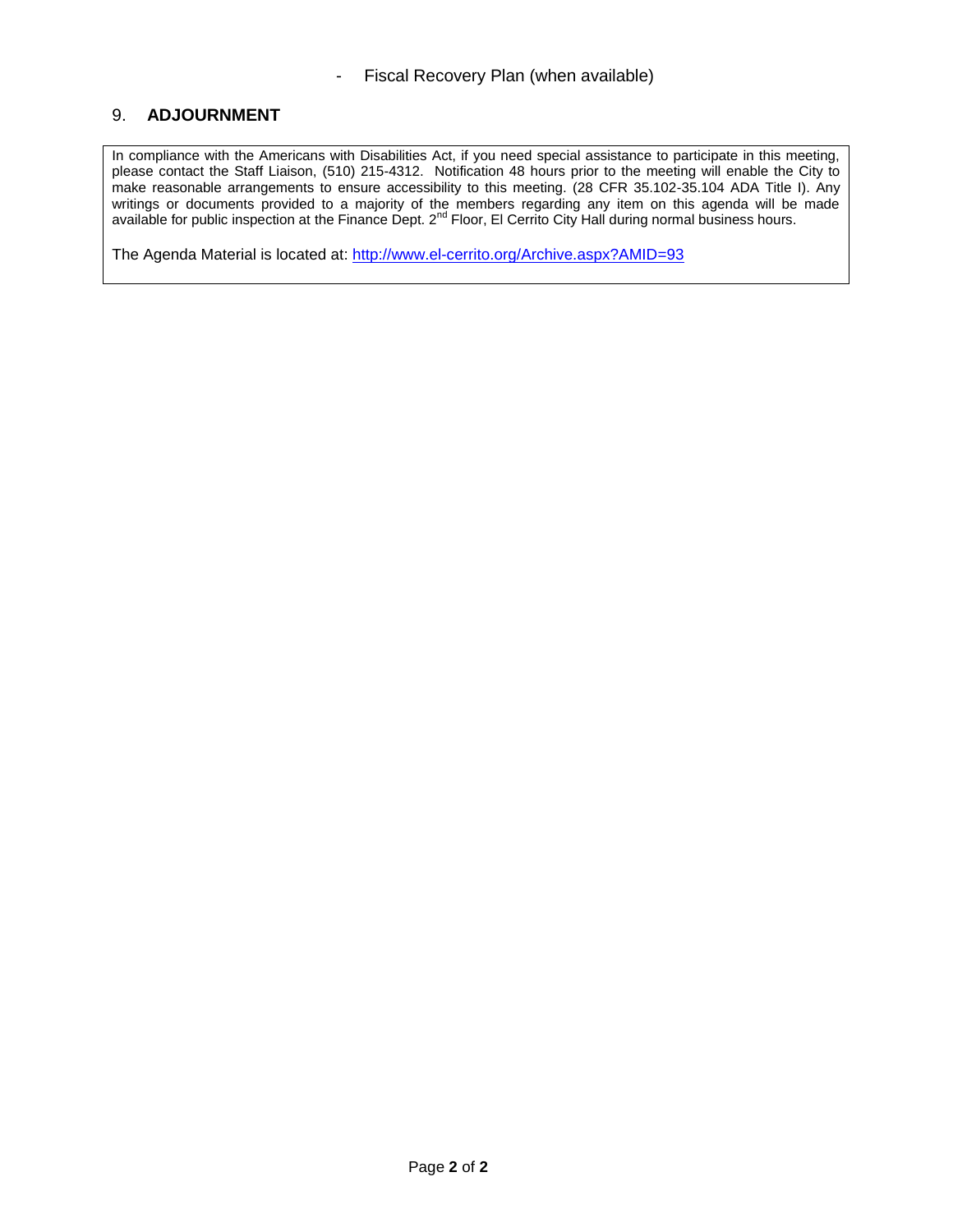- Fiscal Recovery Plan (when available)

## 9. ADJOURNMENT

In compliance with the Americans with Disabilities Act, if you need special assistance to participate in this meeting, please contact the Staff Liaison, (510) 215-4312. Notification 48 hours prior to the meeting will enable the City to make reasonable arrangements to ensure accessibility to this meeting. (28 CFR 35.102-35.104 ADA Title I). Any writings or documents provided to a majority of the members regarding any item on this agenda will be made available for public inspection at the Finance Dept. 2nd Floor, El Cerrito City Hall during normal business hours.

The Agenda Material is located at: [http://www.el-cerrito.org/Archive.aspx?AMID=93](http://www.el-cerrito.org/Archive.aspx?AMID=93)